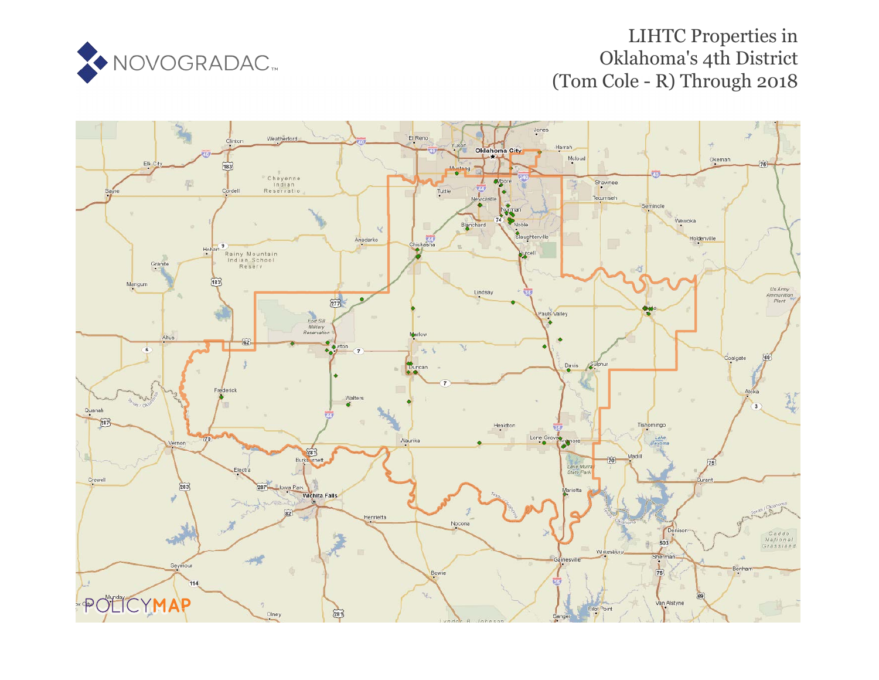NOVOGRADAC

# LIHTC Properties in Oklahoma's 4th District (Tom Cole - R) Through 2018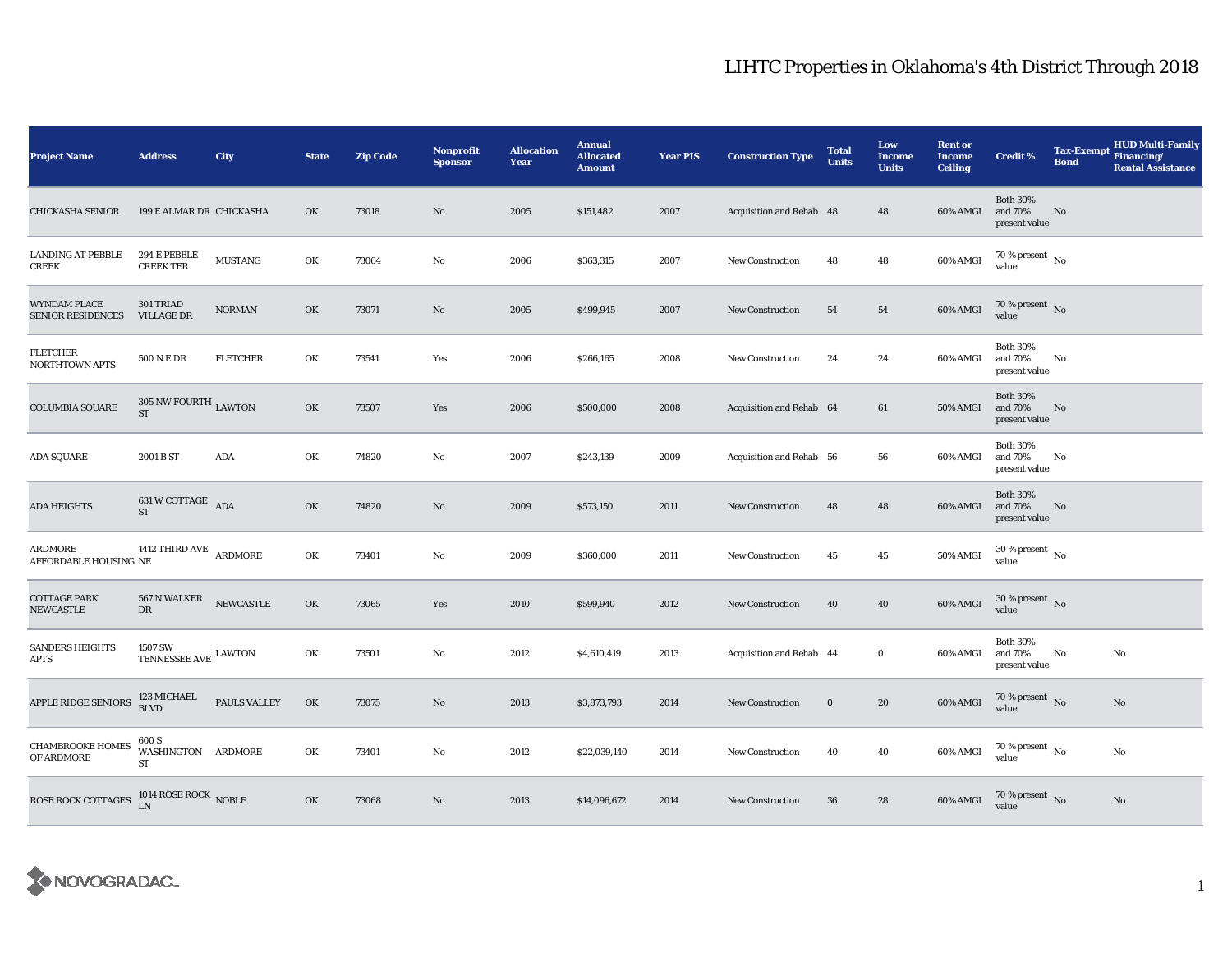# LIHTC Properties in Oklahoma's 4th District Through 2018

| Project Name | Address | City | State | Zip Code | Nonprofit Sponsor | Allocation Year | Annual Allocated Amount | Year PIS | Construction Type | Total Units | Low Income Units | Rent or Income Ceiling | Credit % | Tax-Exempt Bond | HUD Multi-Family Financing/ Rental Assistance |
|---|---|---|---|---|---|---|---|---|---|---|---|---|---|---|---|
| CHICKASHA SENIOR | 199 E ALMAR DR | CHICKASHA | OK | 73018 | No | 2005 | $151,482 | 2007 | Acquisition and Rehab | 48 | 48 | 60% AMGI | Both 30% and 70% present value | No | |
| LANDING AT PEBBLE CREEK | 294 E PEBBLE CREEK TER | MUSTANG | OK | 73064 | No | 2006 | $363,315 | 2007 | New Construction | 48 | 48 | 60% AMGI | 70 % present value | No | |
| WYNDAM PLACE SENIOR RESIDENCES | 301 TRIAD VILLAGE DR | NORMAN | OK | 73071 | No | 2005 | $499,945 | 2007 | New Construction | 54 | 54 | 60% AMGI | 70 % present value | No | |
| FLETCHER NORTHTOWN APTS | 500 N E DR | FLETCHER | OK | 73541 | Yes | 2006 | $266,165 | 2008 | New Construction | 24 | 24 | 60% AMGI | Both 30% and 70% present value | No | |
| COLUMBIA SQUARE | 305 NW FOURTH ST | LAWTON | OK | 73507 | Yes | 2006 | $500,000 | 2008 | Acquisition and Rehab | 64 | 61 | 50% AMGI | Both 30% and 70% present value | No | |
| ADA SQUARE | 2001 B ST | ADA | OK | 74820 | No | 2007 | $243,139 | 2009 | Acquisition and Rehab | 56 | 56 | 60% AMGI | Both 30% and 70% present value | No | |
| ADA HEIGHTS | 631 W COTTAGE ST | ADA | OK | 74820 | No | 2009 | $573,150 | 2011 | New Construction | 48 | 48 | 60% AMGI | Both 30% and 70% present value | No | |
| ARDMORE AFFORDABLE HOUSING | 1412 THIRD AVE NE | ARDMORE | OK | 73401 | No | 2009 | $360,000 | 2011 | New Construction | 45 | 45 | 50% AMGI | 30 % present value | No | |
| COTTAGE PARK NEWCASTLE | 567 N WALKER DR | NEWCASTLE | OK | 73065 | Yes | 2010 | $599,940 | 2012 | New Construction | 40 | 40 | 60% AMGI | 30 % present value | No | |
| SANDERS HEIGHTS APTS | 1507 SW TENNESSEE AVE | LAWTON | OK | 73501 | No | 2012 | $4,610,419 | 2013 | Acquisition and Rehab | 44 | 0 | 60% AMGI | Both 30% and 70% present value | No | No |
| APPLE RIDGE SENIORS | 123 MICHAEL BLVD | PAULS VALLEY | OK | 73075 | No | 2013 | $3,873,793 | 2014 | New Construction | 0 | 20 | 60% AMGI | 70 % present value | No | No |
| CHAMBROOKE HOMES OF ARDMORE | 600 S WASHINGTON ST | ARDMORE | OK | 73401 | No | 2012 | $22,039,140 | 2014 | New Construction | 40 | 40 | 60% AMGI | 70 % present value | No | No |
| ROSE ROCK COTTAGES | 1014 ROSE ROCK LN | NOBLE | OK | 73068 | No | 2013 | $14,096,672 | 2014 | New Construction | 36 | 28 | 60% AMGI | 70 % present value | No | No |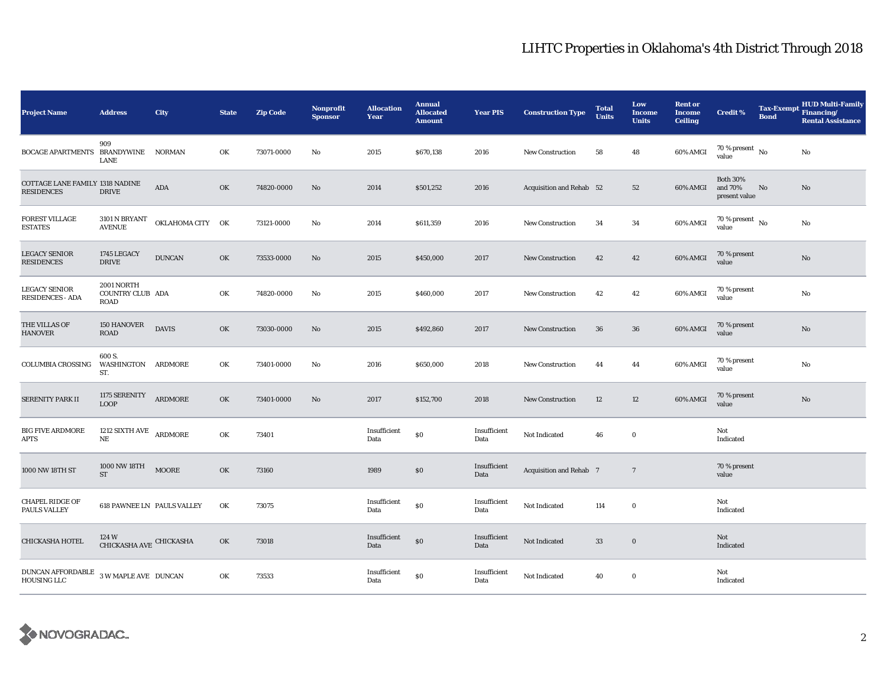# LIHTC Properties in Oklahoma's 4th District Through 2018

| Project Name | Address | City | State | Zip Code | Nonprofit Sponsor | Allocation Year | Annual Allocated Amount | Year PIS | Construction Type | Total Units | Low Income Units | Rent or Income Ceiling | Credit % | Tax-Exempt Bond | HUD Multi-Family Financing/ Rental Assistance |
|---|---|---|---|---|---|---|---|---|---|---|---|---|---|---|---|
| BOCAGE APARTMENTS | 909 BRANDYWINE LANE | NORMAN | OK | 73071-0000 | No | 2015 | $670,138 | 2016 | New Construction | 58 | 48 | 60% AMGI | 70 % present value | No | No |
| COTTAGE LANE FAMILY RESIDENCES | 1318 NADINE DRIVE | ADA | OK | 74820-0000 | No | 2014 | $501,252 | 2016 | Acquisition and Rehab | 52 | 52 | 60% AMGI | Both 30% and 70% present value | No | No |
| FOREST VILLAGE ESTATES | 3101 N BRYANT AVENUE | OKLAHOMA CITY | OK | 73121-0000 | No | 2014 | $611,359 | 2016 | New Construction | 34 | 34 | 60% AMGI | 70 % present value | No | No |
| LEGACY SENIOR RESIDENCES | 1745 LEGACY DRIVE | DUNCAN | OK | 73533-0000 | No | 2015 | $450,000 | 2017 | New Construction | 42 | 42 | 60% AMGI | 70 % present value | | No |
| LEGACY SENIOR RESIDENCES - ADA | 2001 NORTH COUNTRY CLUB ROAD | ADA | OK | 74820-0000 | No | 2015 | $460,000 | 2017 | New Construction | 42 | 42 | 60% AMGI | 70 % present value | | No |
| THE VILLAS OF HANOVER | 150 HANOVER ROAD | DAVIS | OK | 73030-0000 | No | 2015 | $492,860 | 2017 | New Construction | 36 | 36 | 60% AMGI | 70 % present value | | No |
| COLUMBIA CROSSING | 600 S. WASHINGTON ST. | ARDMORE | OK | 73401-0000 | No | 2016 | $650,000 | 2018 | New Construction | 44 | 44 | 60% AMGI | 70 % present value | | No |
| SERENITY PARK II | 1175 SERENITY LOOP | ARDMORE | OK | 73401-0000 | No | 2017 | $152,700 | 2018 | New Construction | 12 | 12 | 60% AMGI | 70 % present value | | No |
| BIG FIVE ARDMORE APTS | 1212 SIXTH AVE NE | ARDMORE | OK | 73401 | | Insufficient Data | $0 | Insufficient Data | Not Indicated | 46 | 0 | | Not Indicated | | |
| 1000 NW 18TH ST | 1000 NW 18TH ST | MOORE | OK | 73160 | | 1989 | $0 | Insufficient Data | Acquisition and Rehab | 7 | 7 | | 70 % present value | | |
| CHAPEL RIDGE OF PAULS VALLEY | 618 PAWNEE LN | PAULS VALLEY | OK | 73075 | | Insufficient Data | $0 | Insufficient Data | Not Indicated | 114 | 0 | | Not Indicated | | |
| CHICKASHA HOTEL | 124 W CHICKASHA AVE | CHICKASHA | OK | 73018 | | Insufficient Data | $0 | Insufficient Data | Not Indicated | 33 | 0 | | Not Indicated | | |
| DUNCAN AFFORDABLE HOUSING LLC | 3 W MAPLE AVE | DUNCAN | OK | 73533 | | Insufficient Data | $0 | Insufficient Data | Not Indicated | 40 | 0 | | Not Indicated | | |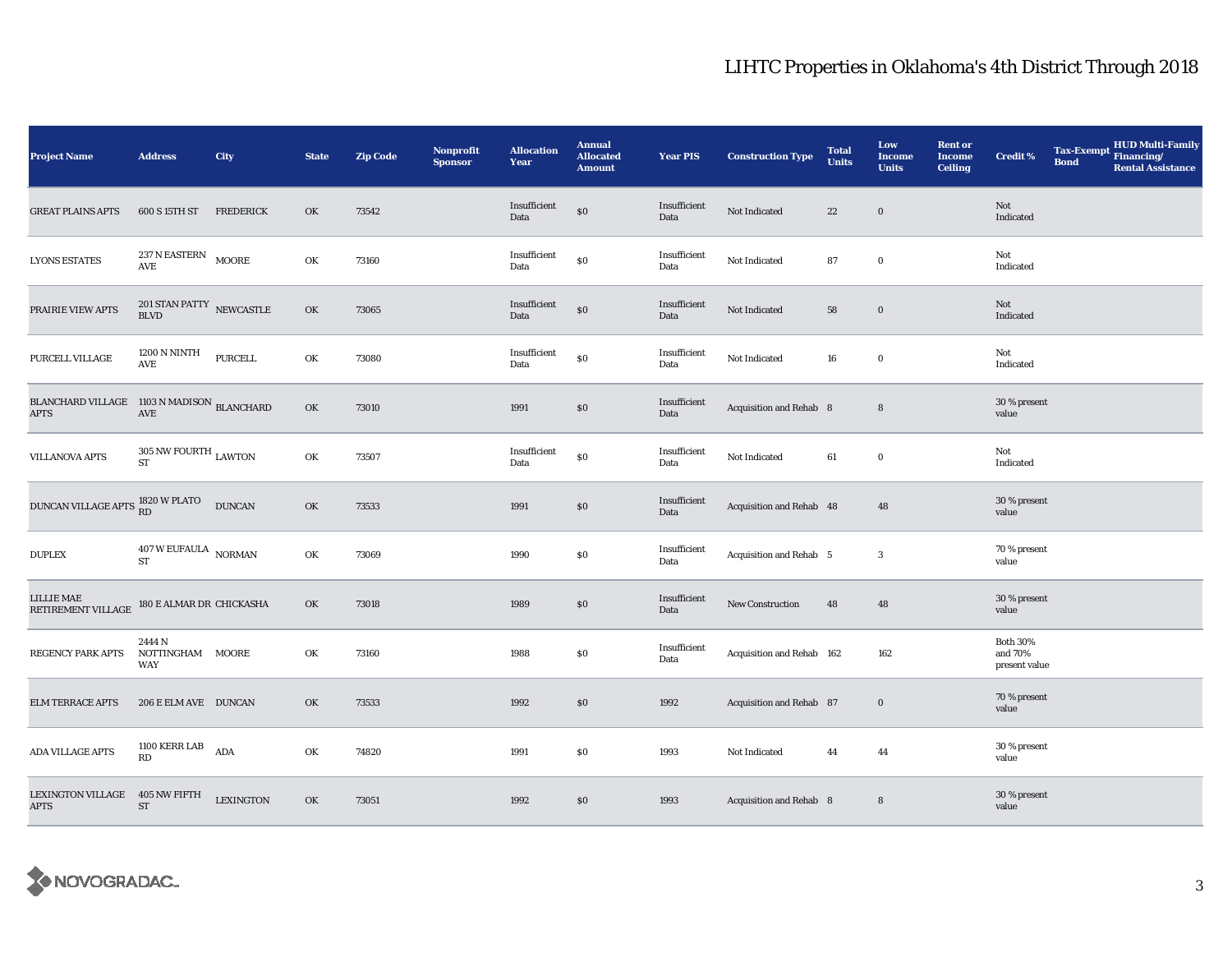# LIHTC Properties in Oklahoma's 4th District Through 2018

| Project Name | Address | City | State | Zip Code | Nonprofit Sponsor | Allocation Year | Annual Allocated Amount | Year PIS | Construction Type | Total Units | Low Income Units | Rent or Income Ceiling | Credit % | Tax-Exempt Bond | HUD Multi-Family Financing/ Rental Assistance |
|---|---|---|---|---|---|---|---|---|---|---|---|---|---|---|---|
| GREAT PLAINS APTS | 600 S 15TH ST | FREDERICK | OK | 73542 | | Insufficient Data | $0 | Insufficient Data | Not Indicated | 22 | 0 | | Not Indicated | | |
| LYONS ESTATES | 237 N EASTERN AVE | MOORE | OK | 73160 | | Insufficient Data | $0 | Insufficient Data | Not Indicated | 87 | 0 | | Not Indicated | | |
| PRAIRIE VIEW APTS | 201 STAN PATTY BLVD | NEWCASTLE | OK | 73065 | | Insufficient Data | $0 | Insufficient Data | Not Indicated | 58 | 0 | | Not Indicated | | |
| PURCELL VILLAGE | 1200 N NINTH AVE | PURCELL | OK | 73080 | | Insufficient Data | $0 | Insufficient Data | Not Indicated | 16 | 0 | | Not Indicated | | |
| BLANCHARD VILLAGE APTS | 1103 N MADISON AVE | BLANCHARD | OK | 73010 | | 1991 | $0 | Insufficient Data | Acquisition and Rehab | 8 | 8 | | 30 % present value | | |
| VILLANOVA APTS | 305 NW FOURTH ST | LAWTON | OK | 73507 | | Insufficient Data | $0 | Insufficient Data | Not Indicated | 61 | 0 | | Not Indicated | | |
| DUNCAN VILLAGE APTS | 1820 W PLATO RD | DUNCAN | OK | 73533 | | 1991 | $0 | Insufficient Data | Acquisition and Rehab | 48 | 48 | | 30 % present value | | |
| DUPLEX | 407 W EUFAULA ST | NORMAN | OK | 73069 | | 1990 | $0 | Insufficient Data | Acquisition and Rehab | 5 | 3 | | 70 % present value | | |
| LILLIE MAE RETIREMENT VILLAGE | 180 E ALMAR DR | CHICKASHA | OK | 73018 | | 1989 | $0 | Insufficient Data | New Construction | 48 | 48 | | 30 % present value | | |
| REGENCY PARK APTS | 2444 N NOTTINGHAM WAY | MOORE | OK | 73160 | | 1988 | $0 | Insufficient Data | Acquisition and Rehab | 162 | 162 | | Both 30% and 70% present value | | |
| ELM TERRACE APTS | 206 E ELM AVE | DUNCAN | OK | 73533 | | 1992 | $0 | 1992 | Acquisition and Rehab | 87 | 0 | | 70 % present value | | |
| ADA VILLAGE APTS | 1100 KERR LAB RD | ADA | OK | 74820 | | 1991 | $0 | 1993 | Not Indicated | 44 | 44 | | 30 % present value | | |
| LEXINGTON VILLAGE APTS | 405 NW FIFTH ST | LEXINGTON | OK | 73051 | | 1992 | $0 | 1993 | Acquisition and Rehab | 8 | 8 | | 30 % present value | | |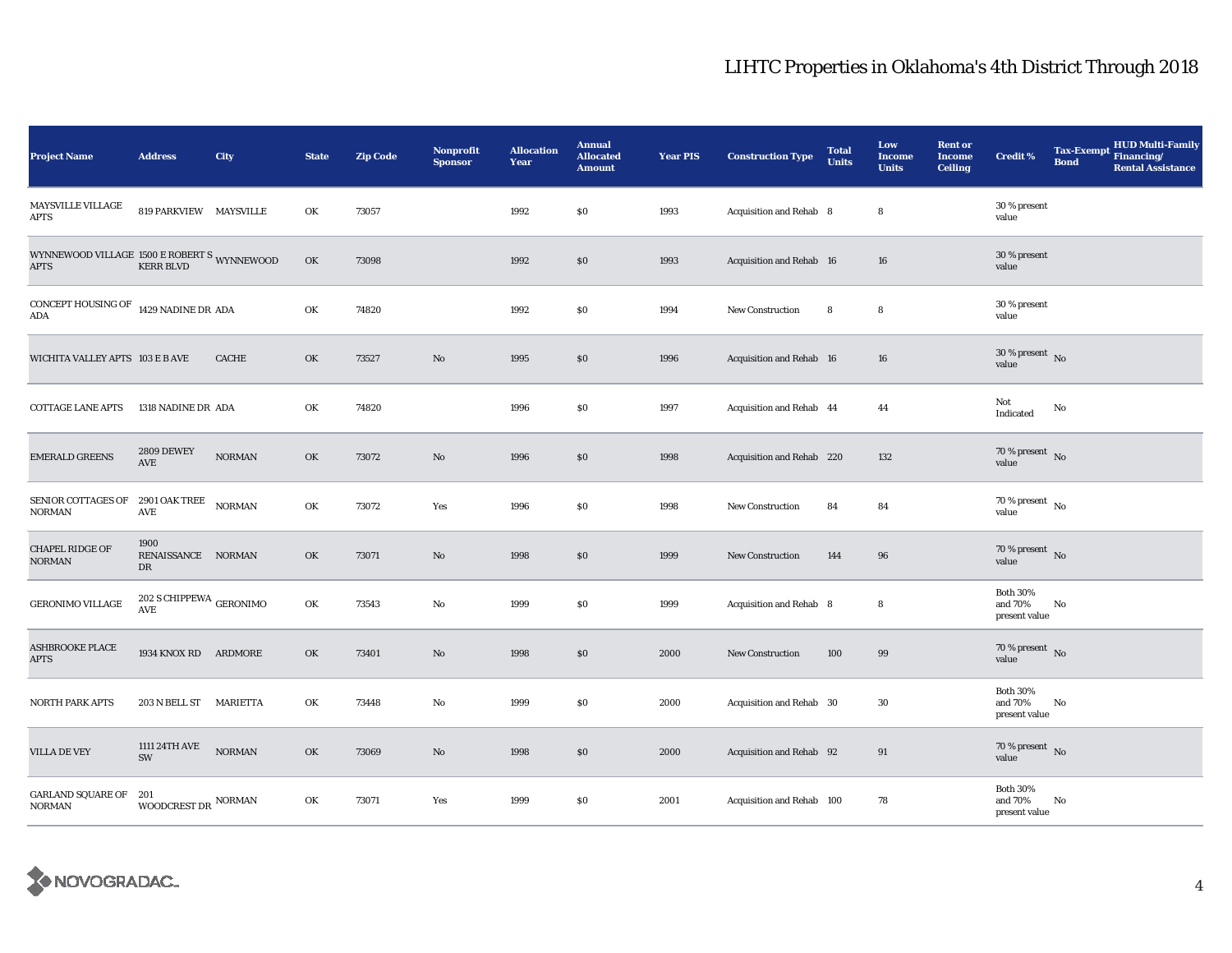# LIHTC Properties in Oklahoma's 4th District Through 2018

| Project Name | Address | City | State | Zip Code | Nonprofit Sponsor | Allocation Year | Annual Allocated Amount | Year PIS | Construction Type | Total Units | Low Income Units | Rent or Income Ceiling | Credit % | Tax-Exempt Bond | HUD Multi-Family Financing/ Rental Assistance |
|---|---|---|---|---|---|---|---|---|---|---|---|---|---|---|---|
| MAYSVILLE VILLAGE APTS | 819 PARKVIEW | MAYSVILLE | OK | 73057 | | 1992 | $0 | 1993 | Acquisition and Rehab | 8 | 8 | | 30 % present value | | |
| WYNNEWOOD VILLAGE APTS | 1500 E ROBERT S KERR BLVD | WYNNEWOOD | OK | 73098 | | 1992 | $0 | 1993 | Acquisition and Rehab | 16 | 16 | | 30 % present value | | |
| CONCEPT HOUSING OF ADA | 1429 NADINE DR | ADA | OK | 74820 | | 1992 | $0 | 1994 | New Construction | 8 | 8 | | 30 % present value | | |
| WICHITA VALLEY APTS | 103 E B AVE | CACHE | OK | 73527 | No | 1995 | $0 | 1996 | Acquisition and Rehab | 16 | 16 | | 30 % present value | No | |
| COTTAGE LANE APTS | 1318 NADINE DR | ADA | OK | 74820 | | 1996 | $0 | 1997 | Acquisition and Rehab | 44 | 44 | | Not Indicated | No | |
| EMERALD GREENS | 2809 DEWEY AVE | NORMAN | OK | 73072 | No | 1996 | $0 | 1998 | Acquisition and Rehab | 220 | 132 | | 70 % present value | No | |
| SENIOR COTTAGES OF NORMAN | 2901 OAK TREE AVE | NORMAN | OK | 73072 | Yes | 1996 | $0 | 1998 | New Construction | 84 | 84 | | 70 % present value | No | |
| CHAPEL RIDGE OF NORMAN | 1900 RENAISSANCE DR | NORMAN | OK | 73071 | No | 1998 | $0 | 1999 | New Construction | 144 | 96 | | 70 % present value | No | |
| GERONIMO VILLAGE | 202 S CHIPPEWA AVE | GERONIMO | OK | 73543 | No | 1999 | $0 | 1999 | Acquisition and Rehab | 8 | 8 | | Both 30% and 70% present value | No | |
| ASHBROOKE PLACE APTS | 1934 KNOX RD | ARDMORE | OK | 73401 | No | 1998 | $0 | 2000 | New Construction | 100 | 99 | | 70 % present value | No | |
| NORTH PARK APTS | 203 N BELL ST | MARIETTA | OK | 73448 | No | 1999 | $0 | 2000 | Acquisition and Rehab | 30 | 30 | | Both 30% and 70% present value | No | |
| VILLA DE VEY | 1111 24TH AVE SW | NORMAN | OK | 73069 | No | 1998 | $0 | 2000 | Acquisition and Rehab | 92 | 91 | | 70 % present value | No | |
| GARLAND SQUARE OF NORMAN | 201 WOODCREST DR | NORMAN | OK | 73071 | Yes | 1999 | $0 | 2001 | Acquisition and Rehab | 100 | 78 | | Both 30% and 70% present value | No | |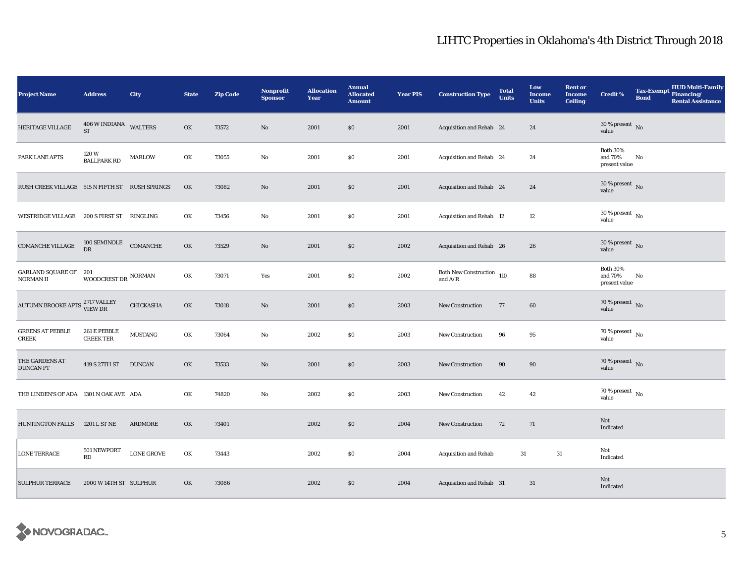| Project Name | Address | City | State | Zip Code | Nonprofit Sponsor | Allocation Year | Annual Allocated Amount | Year PIS | Construction Type | Total Units | Low Income Units | Rent or Income Ceiling | Credit % | Tax-Exempt Bond | HUD Multi-Family Financing/ Rental Assistance |
|---|---|---|---|---|---|---|---|---|---|---|---|---|---|---|---|
| HERITAGE VILLAGE | 406 W INDIANA ST | WALTERS | OK | 73572 | No | 2001 | $0 | 2001 | Acquisition and Rehab | 24 | 24 | | 30 % present value | No | |
| PARK LANE APTS | 120 W BALLPARK RD | MARLOW | OK | 73055 | No | 2001 | $0 | 2001 | Acquisition and Rehab | 24 | 24 | | Both 30% and 70% present value | No | |
| RUSH CREEK VILLAGE | 515 N FIFTH ST | RUSH SPRINGS | OK | 73082 | No | 2001 | $0 | 2001 | Acquisition and Rehab | 24 | 24 | | 30 % present value | No | |
| WESTRIDGE VILLAGE | 200 S FIRST ST | RINGLING | OK | 73456 | No | 2001 | $0 | 2001 | Acquisition and Rehab | 12 | 12 | | 30 % present value | No | |
| COMANCHE VILLAGE | 100 SEMINOLE DR | COMANCHE | OK | 73529 | No | 2001 | $0 | 2002 | Acquisition and Rehab | 26 | 26 | | 30 % present value | No | |
| GARLAND SQUARE OF NORMAN II | 201 WOODCREST DR | NORMAN | OK | 73071 | Yes | 2001 | $0 | 2002 | Both New Construction and A/R | 110 | 88 | | Both 30% and 70% present value | No | |
| AUTUMN BROOKE APTS | 2717 VALLEY VIEW DR | CHICKASHA | OK | 73018 | No | 2001 | $0 | 2003 | New Construction | 77 | 60 | | 70 % present value | No | |
| GREENS AT PEBBLE CREEK | 261 E PEBBLE CREEK TER | MUSTANG | OK | 73064 | No | 2002 | $0 | 2003 | New Construction | 96 | 95 | | 70 % present value | No | |
| THE GARDENS AT DUNCAN PT | 419 S 27TH ST | DUNCAN | OK | 73533 | No | 2001 | $0 | 2003 | New Construction | 90 | 90 | | 70 % present value | No | |
| THE LINDEN'S OF ADA | 1301 N OAK AVE | ADA | OK | 74820 | No | 2002 | $0 | 2003 | New Construction | 42 | 42 | | 70 % present value | No | |
| HUNTINGTON FALLS | 1201 L ST NE | ARDMORE | OK | 73401 | | 2002 | $0 | 2004 | New Construction | 72 | 71 | | Not Indicated | | |
| LONE TERRACE | 501 NEWPORT RD | LONE GROVE | OK | 73443 | | 2002 | $0 | 2004 | Acquisition and Rehab | | 31 | 31 | Not Indicated | | |
| SULPHUR TERRACE | 2000 W 14TH ST | SULPHUR | OK | 73086 | | 2002 | $0 | 2004 | Acquisition and Rehab | 31 | 31 | | Not Indicated | | |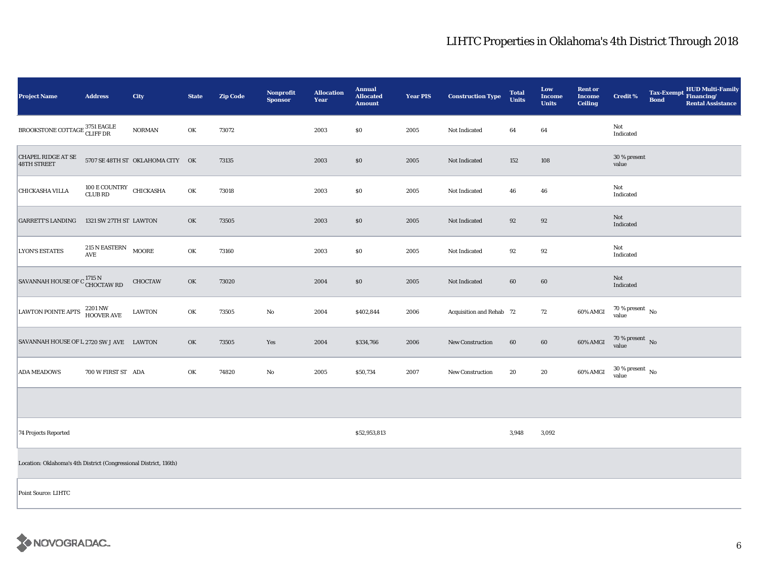# LIHTC Properties in Oklahoma's 4th District Through 2018

| Project Name | Address | City | State | Zip Code | Nonprofit Sponsor | Allocation Year | Annual Allocated Amount | Year PIS | Construction Type | Total Units | Low Income Units | Rent or Income Ceiling | Credit % | Tax-Exempt Bond | HUD Multi-Family Financing/ Rental Assistance |
|---|---|---|---|---|---|---|---|---|---|---|---|---|---|---|---|
| BROOKSTONE COTTAGE | 3751 EAGLE CLIFF DR | NORMAN | OK | 73072 | | 2003 | $0 | 2005 | Not Indicated | 64 | 64 | | Not Indicated | | |
| CHAPEL RIDGE AT SE 48TH STREET | 5707 SE 48TH ST | OKLAHOMA CITY | OK | 73135 | | 2003 | $0 | 2005 | Not Indicated | 152 | 108 | | 30 % present value | | |
| CHICKASHA VILLA | 100 E COUNTRY CLUB RD | CHICKASHA | OK | 73018 | | 2003 | $0 | 2005 | Not Indicated | 46 | 46 | | Not Indicated | | |
| GARRETT'S LANDING | 1321 SW 27TH ST | LAWTON | OK | 73505 | | 2003 | $0 | 2005 | Not Indicated | 92 | 92 | | Not Indicated | | |
| LYON'S ESTATES | 215 N EASTERN AVE | MOORE | OK | 73160 | | 2003 | $0 | 2005 | Not Indicated | 92 | 92 | | Not Indicated | | |
| SAVANNAH HOUSE OF C | 1715 N CHOCTAW RD | CHOCTAW | OK | 73020 | | 2004 | $0 | 2005 | Not Indicated | 60 | 60 | | Not Indicated | | |
| LAWTON POINTE APTS | 2201 NW HOOVER AVE | LAWTON | OK | 73505 | No | 2004 | $402,844 | 2006 | Acquisition and Rehab | 72 | 72 | 60% AMGI | 70 % present value | No | |
| SAVANNAH HOUSE OF L | 2720 SW J AVE | LAWTON | OK | 73505 | Yes | 2004 | $334,766 | 2006 | New Construction | 60 | 60 | 60% AMGI | 70 % present value | No | |
| ADA MEADOWS | 700 W FIRST ST | ADA | OK | 74820 | No | 2005 | $50,734 | 2007 | New Construction | 20 | 20 | 60% AMGI | 30 % present value | No | |
| | | | | | | | | | | | | | | | |
| 74 Projects Reported | | | | | | | $52,953,813 | | | 3,948 | 3,092 | | | | |
| Location: Oklahoma's 4th District (Congressional District, 116th) | | | | | | | | | | | | | | | |
| Point Source: LIHTC | | | | | | | | | | | | | | | |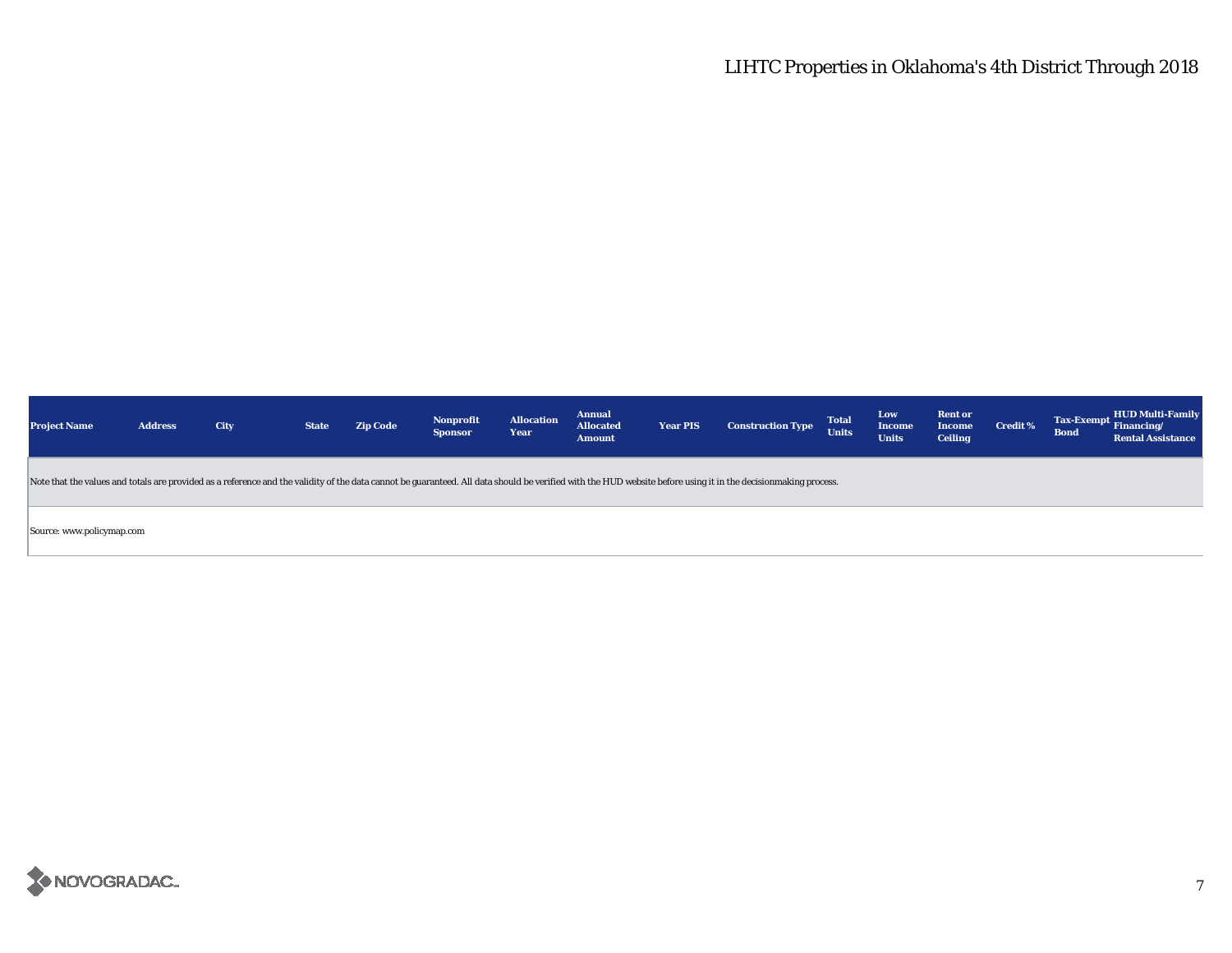# LIHTC Properties in Oklahoma's 4th District Through 2018

| Project Name | Address | City | State | Zip Code | Nonprofit Sponsor | Allocation Year | Annual Allocated Amount | Year PIS | Construction Type | Total Units | Low Income Units | Rent or Income Ceiling | Credit % | Tax-Exempt Bond | HUD Multi-Family Financing/ Rental Assistance |
|---|---|---|---|---|---|---|---|---|---|---|---|---|---|---|---|

Note that the values and totals are provided as a reference and the validity of the data cannot be guaranteed. All data should be verified with the HUD website before using it in the decisionmaking process.

Source: www.policymap.com